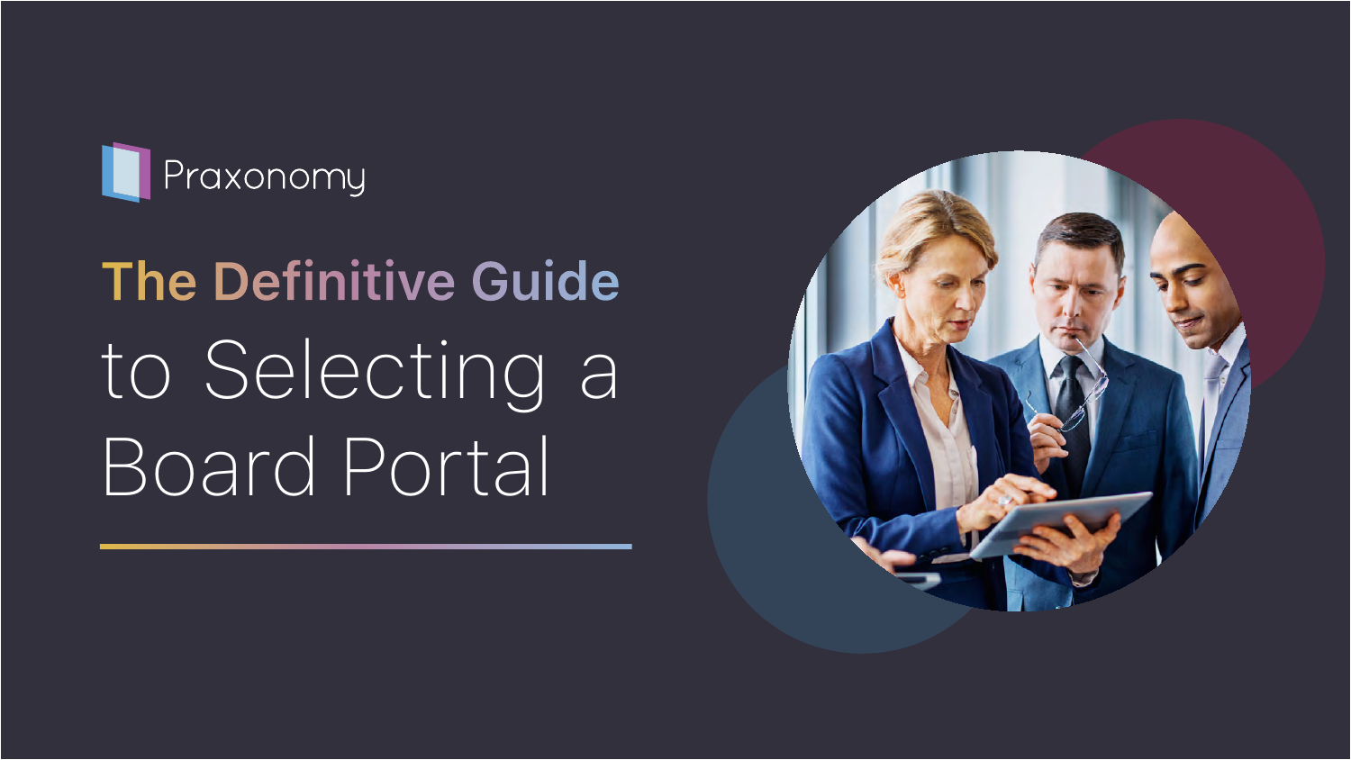Praxonomy

# The Definitive Guide to Selecting a Board Portal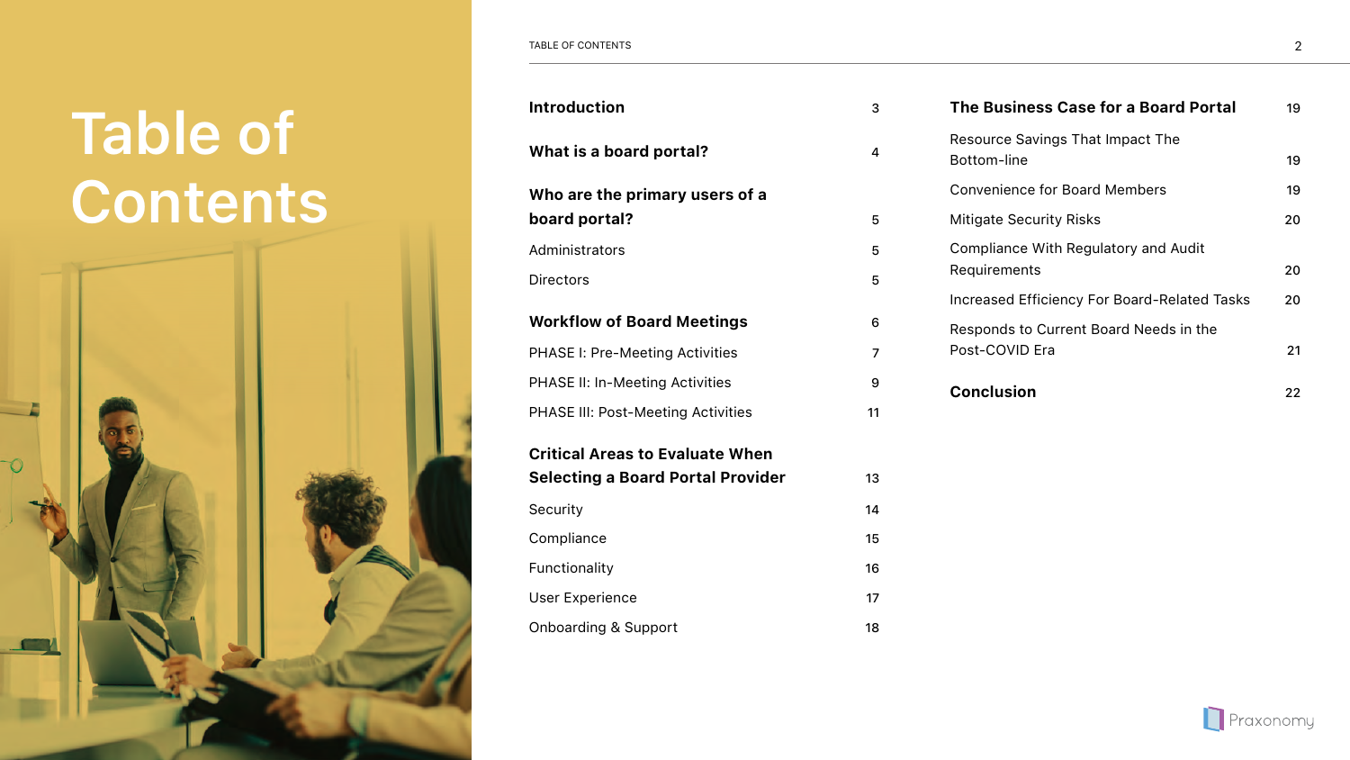# Table of Contents

| | |
|---|---|
| **Introduction** | 3 |
| **What is a board portal?** | 4 |
| **Who are the primary users of a board portal?** | 5 |
| Administrators | 5 |
| Directors | 5 |
| **Workflow of Board Meetings** | 6 |
| PHASE I: Pre-Meeting Activities | 7 |
| PHASE II: In-Meeting Activities | 9 |
| PHASE III: Post-Meeting Activities | 11 |
| **Critical Areas to Evaluate When Selecting a Board Portal Provider** | 13 |
| Security | 14 |
| Compliance | 15 |
| Functionality | 16 |
| User Experience | 17 |
| Onboarding & Support | 18 |
| **The Business Case for a Board Portal** | 19 |
| Resource Savings That Impact The Bottom-line | 19 |
| Convenience for Board Members | 19 |
| Mitigate Security Risks | 20 |
| Compliance With Regulatory and Audit Requirements | 20 |
| Increased Efficiency For Board-Related Tasks | 20 |
| Responds to Current Board Needs in the Post-COVID Era | 21 |
| **Conclusion** | 22 |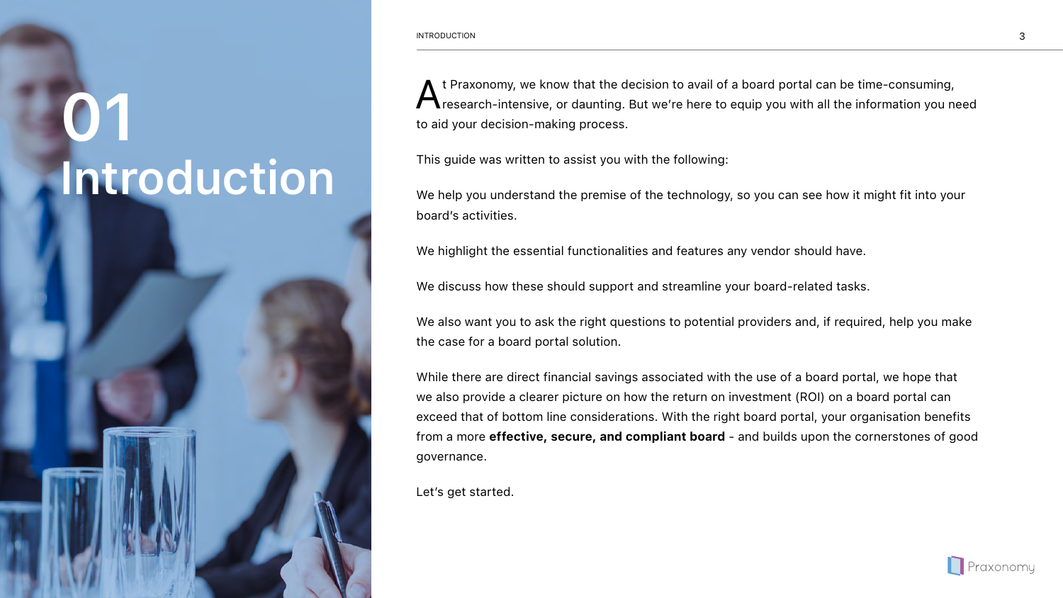# 01 Introduction

At Praxonomy, we know that the decision to avail of a board portal can be time-consuming, research-intensive, or daunting. But we're here to equip you with all the information you need to aid your decision-making process.

This guide was written to assist you with the following:

We help you understand the premise of the technology, so you can see how it might fit into your board's activities.

We highlight the essential functionalities and features any vendor should have.

We discuss how these should support and streamline your board-related tasks.

We also want you to ask the right questions to potential providers and, if required, help you make the case for a board portal solution.

While there are direct financial savings associated with the use of a board portal, we hope that we also provide a clearer picture on how the return on investment (ROI) on a board portal can exceed that of bottom line considerations. With the right board portal, your organisation benefits from a more **effective, secure, and compliant board** - and builds upon the cornerstones of good governance.

Let's get started.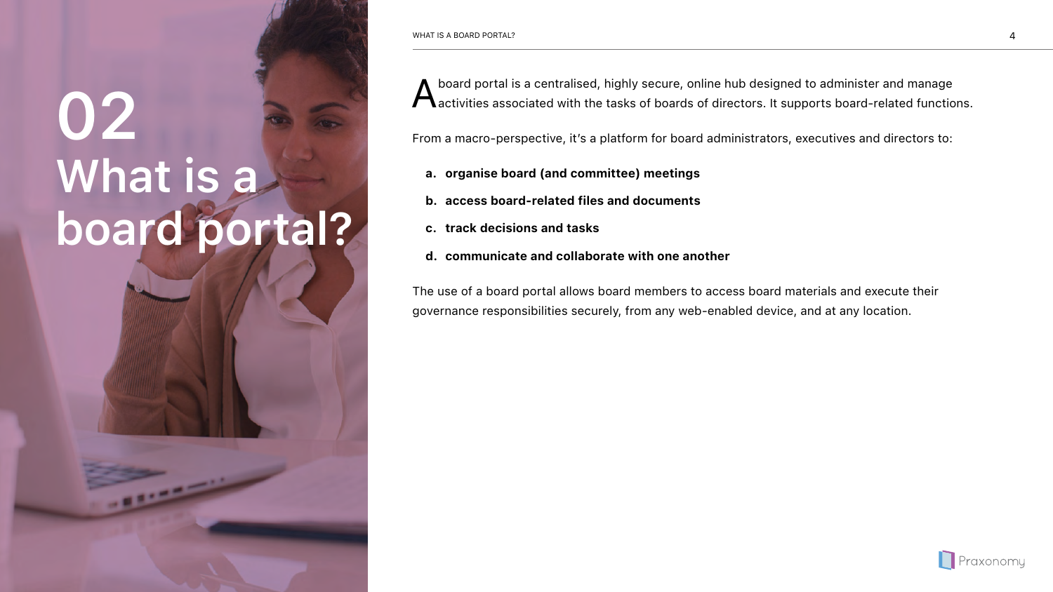# 02 What is a board portal?

A board portal is a centralised, highly secure, online hub designed to administer and manage activities associated with the tasks of boards of directors. It supports board-related functions.

From a macro-perspective, it's a platform for board administrators, executives and directors to:

a. **organise board (and committee) meetings**

b. **access board-related files and documents**

c. **track decisions and tasks**

d. **communicate and collaborate with one another**

The use of a board portal allows board members to access board materials and execute their governance responsibilities securely, from any web-enabled device, and at any location.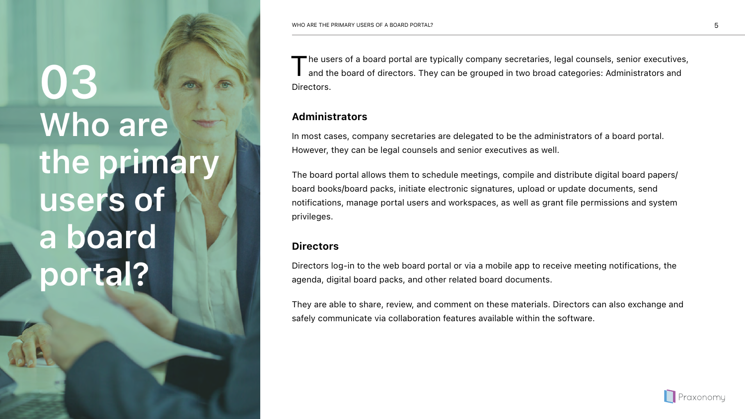# 03 Who are the primary users of a board portal?

The users of a board portal are typically company secretaries, legal counsels, senior executives, and the board of directors. They can be grouped in two broad categories: Administrators and Directors.

## Administrators

In most cases, company secretaries are delegated to be the administrators of a board portal. However, they can be legal counsels and senior executives as well.

The board portal allows them to schedule meetings, compile and distribute digital board papers/board books/board packs, initiate electronic signatures, upload or update documents, send notifications, manage portal users and workspaces, as well as grant file permissions and system privileges.

## Directors

Directors log-in to the web board portal or via a mobile app to receive meeting notifications, the agenda, digital board packs, and other related board documents.

They are able to share, review, and comment on these materials. Directors can also exchange and safely communicate via collaboration features available within the software.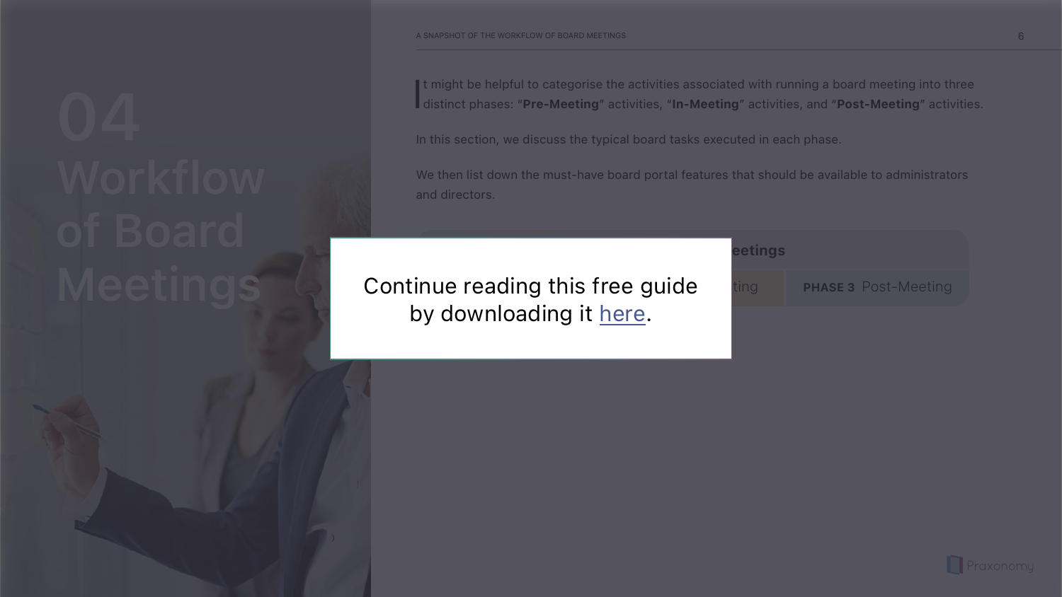# 04 Workflow of Board Meetings

It might be helpful to categorise the activities associated with running a board meeting into three distinct phases: "**Pre-Meeting**" activities, "**In-Meeting**" activities, and "**Post-Meeting**" activities.

In this section, we discuss the typical board tasks executed in each phase.

We then list down the must-have board portal features that should be available to administrators and directors.

eetings

ting

**PHASE 3** Post-Meeting

Continue reading this free guide by downloading it here.